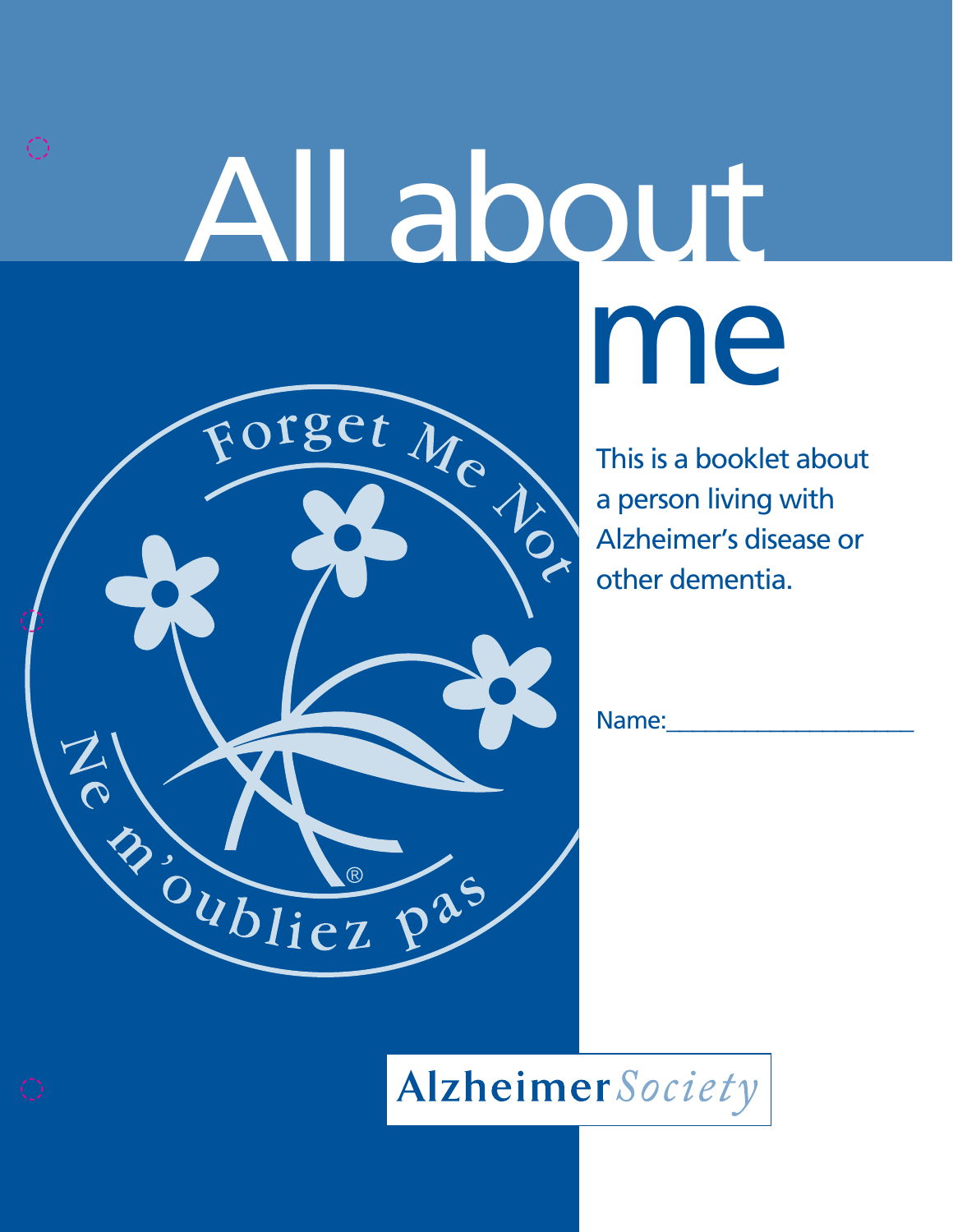# All about me

Forget Me Not

Ne m'oubliez pas

This is a booklet about a person living with Alzheimer's disease or other dementia.

Name:____________________

Alzheimer Society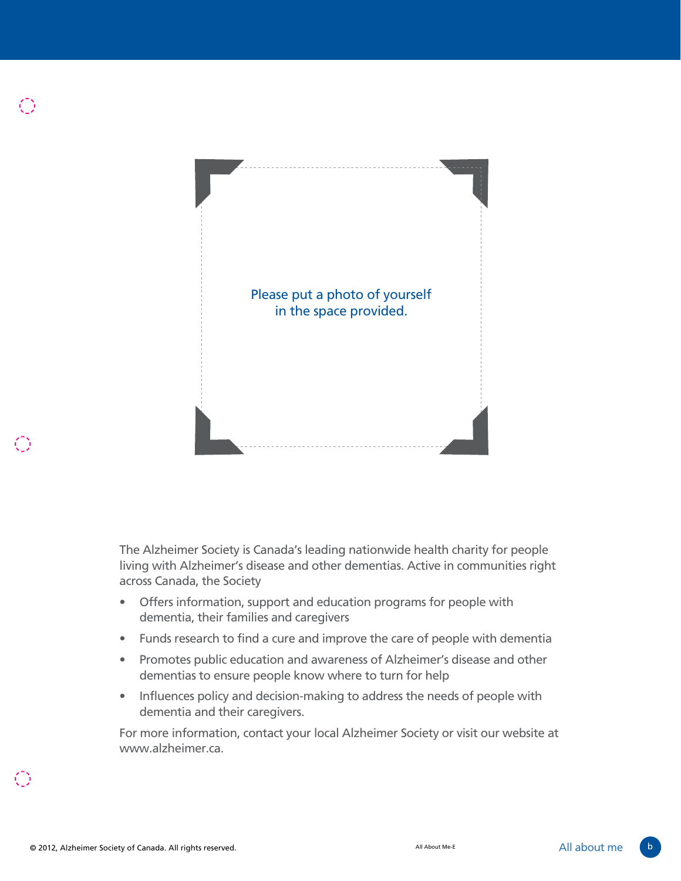Please put a photo of yourself in the space provided.

The Alzheimer Society is Canada's leading nationwide health charity for people living with Alzheimer's disease and other dementias. Active in communities right across Canada, the Society

- Offers information, support and education programs for people with dementia, their families and caregivers
- Funds research to find a cure and improve the care of people with dementia
- Promotes public education and awareness of Alzheimer's disease and other dementias to ensure people know where to turn for help
- Influences policy and decision-making to address the needs of people with dementia and their caregivers.

For more information, contact your local Alzheimer Society or visit our website at www.alzheimer.ca.

© 2012, Alzheimer Society of Canada. All rights reserved.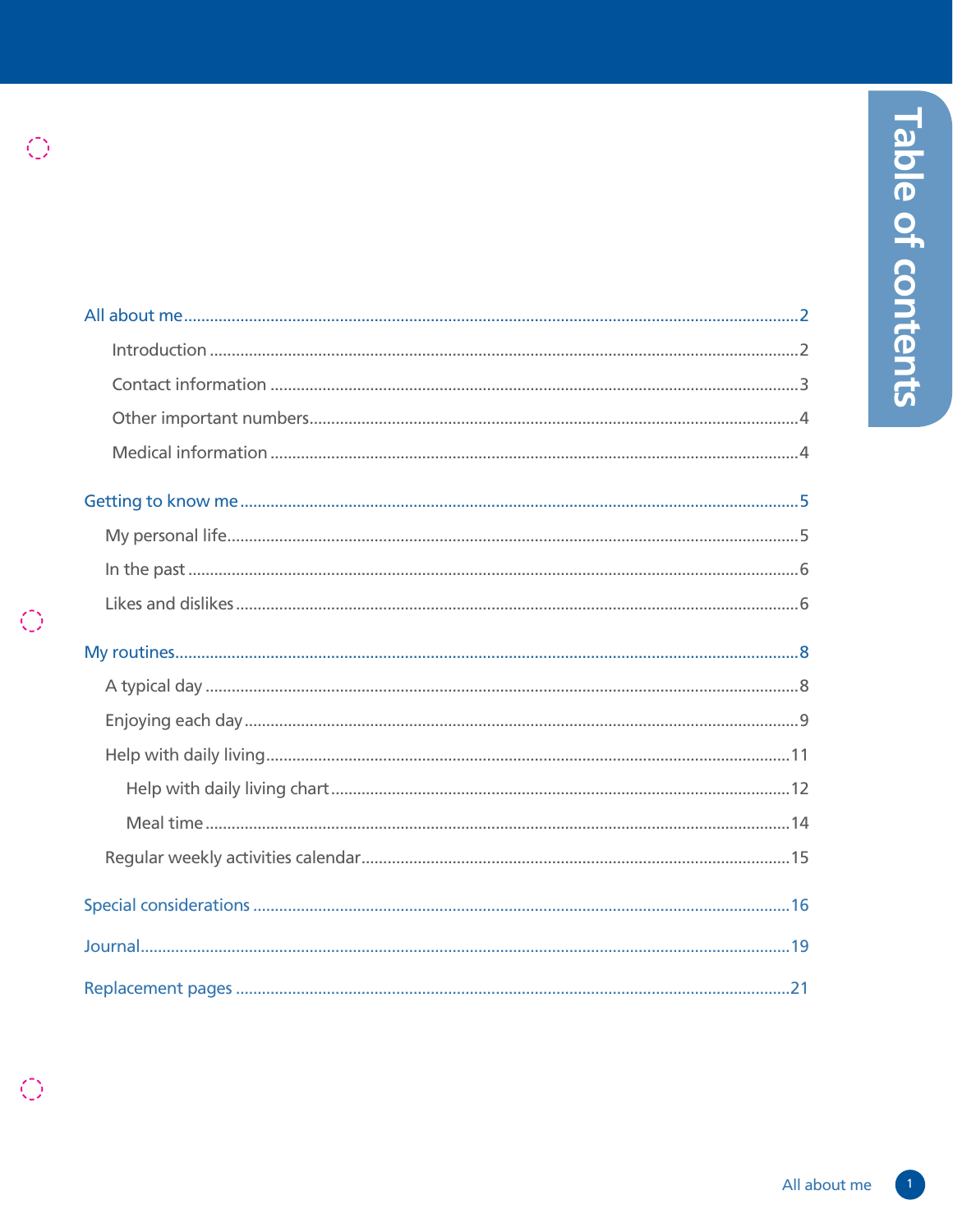# Table of contents

- All about me ........ 2
  - Introduction ........ 2
  - Contact information ........ 3
  - Other important numbers ........ 4
  - Medical information ........ 4
- Getting to know me ........ 5
  - My personal life ........ 5
  - In the past ........ 6
  - Likes and dislikes ........ 6
- My routines ........ 8
  - A typical day ........ 8
  - Enjoying each day ........ 9
  - Help with daily living ........ 11
    - Help with daily living chart ........ 12
    - Meal time ........ 14
  - Regular weekly activities calendar ........ 15
- Special considerations ........ 16
- Journal ........ 19
- Replacement pages ........ 21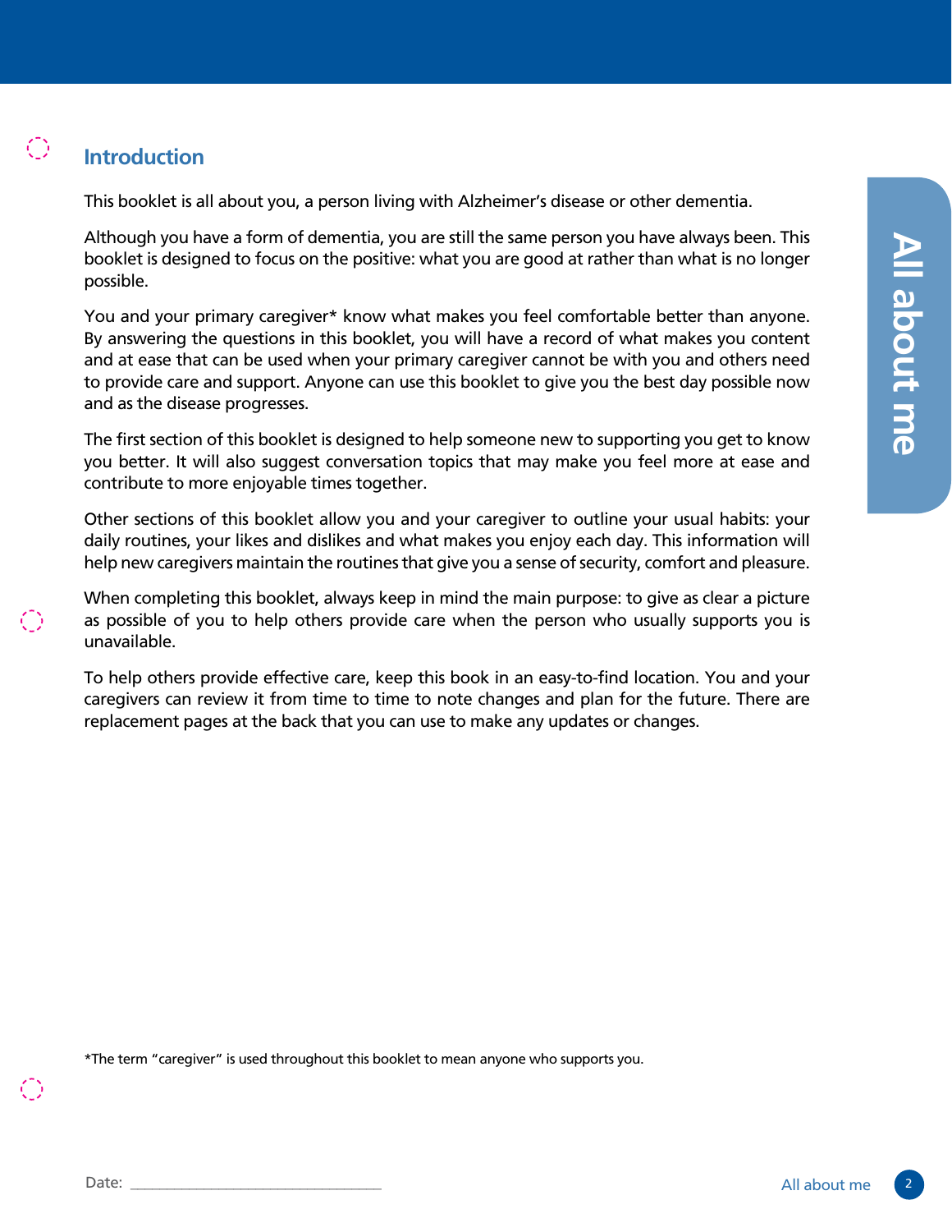## Introduction

This booklet is all about you, a person living with Alzheimer's disease or other dementia.

Although you have a form of dementia, you are still the same person you have always been. This booklet is designed to focus on the positive: what you are good at rather than what is no longer possible.

You and your primary caregiver* know what makes you feel comfortable better than anyone. By answering the questions in this booklet, you will have a record of what makes you content and at ease that can be used when your primary caregiver cannot be with you and others need to provide care and support. Anyone can use this booklet to give you the best day possible now and as the disease progresses.

The first section of this booklet is designed to help someone new to supporting you get to know you better. It will also suggest conversation topics that may make you feel more at ease and contribute to more enjoyable times together.

Other sections of this booklet allow you and your caregiver to outline your usual habits: your daily routines, your likes and dislikes and what makes you enjoy each day. This information will help new caregivers maintain the routines that give you a sense of security, comfort and pleasure.

When completing this booklet, always keep in mind the main purpose: to give as clear a picture as possible of you to help others provide care when the person who usually supports you is unavailable.

To help others provide effective care, keep this book in an easy-to-find location. You and your caregivers can review it from time to time to note changes and plan for the future. There are replacement pages at the back that you can use to make any updates or changes.

*The term "caregiver" is used throughout this booklet to mean anyone who supports you.

Date: ______________________________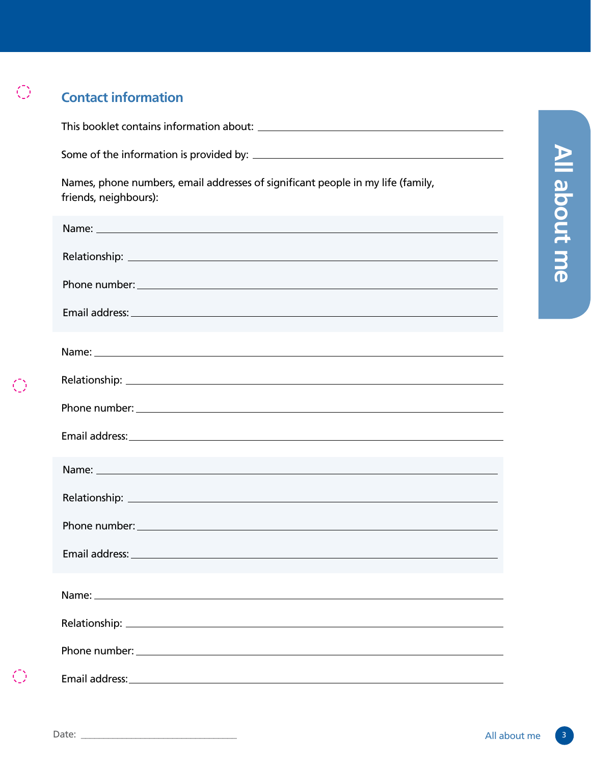## Contact information

This booklet contains information about: ______________________________

Some of the information is provided by: ______________________________

Names, phone numbers, email addresses of significant people in my life (family, friends, neighbours):

Name: ______________________________

Relationship: ______________________________

Phone number: ______________________________

Email address: ______________________________

Name: ______________________________

Relationship: ______________________________

Phone number: ______________________________

Email address: ______________________________

Name: ______________________________

Relationship: ______________________________

Phone number: ______________________________

Email address: ______________________________

Name: ______________________________

Relationship: ______________________________

Phone number: ______________________________

Email address: ______________________________

Date: ______________________________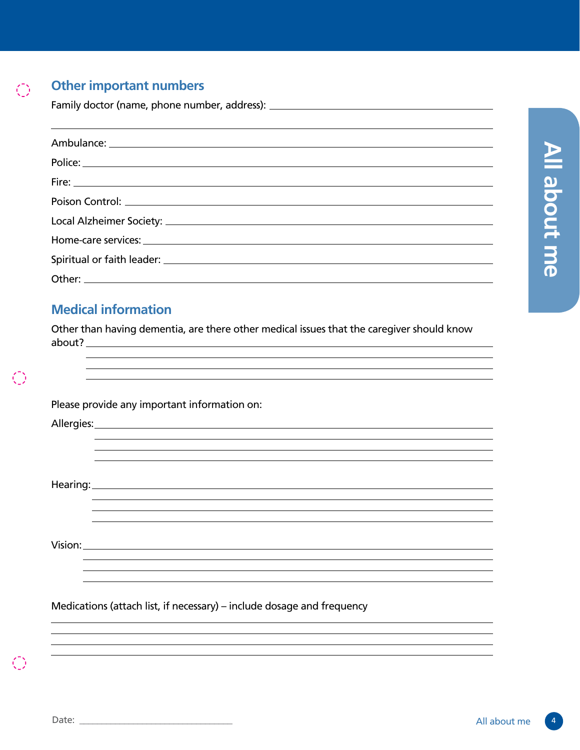## Other important numbers

Family doctor (name, phone number, address): ______________________________

______________________________

Ambulance: ______________________________

Police: ______________________________

Fire: ______________________________

Poison Control: ______________________________

Local Alzheimer Society: ______________________________

Home-care services: ______________________________

Spiritual or faith leader: ______________________________

Other: ______________________________

## Medical information

Other than having dementia, are there other medical issues that the caregiver should know about? ______________________________

______________________________

______________________________

______________________________

Please provide any important information on:

Allergies: ______________________________

______________________________

______________________________

______________________________

Hearing: ______________________________

______________________________

______________________________

______________________________

Vision: ______________________________

______________________________

______________________________

______________________________

Medications (attach list, if necessary) – include dosage and frequency

______________________________

______________________________

______________________________

______________________________

Date: ______________________________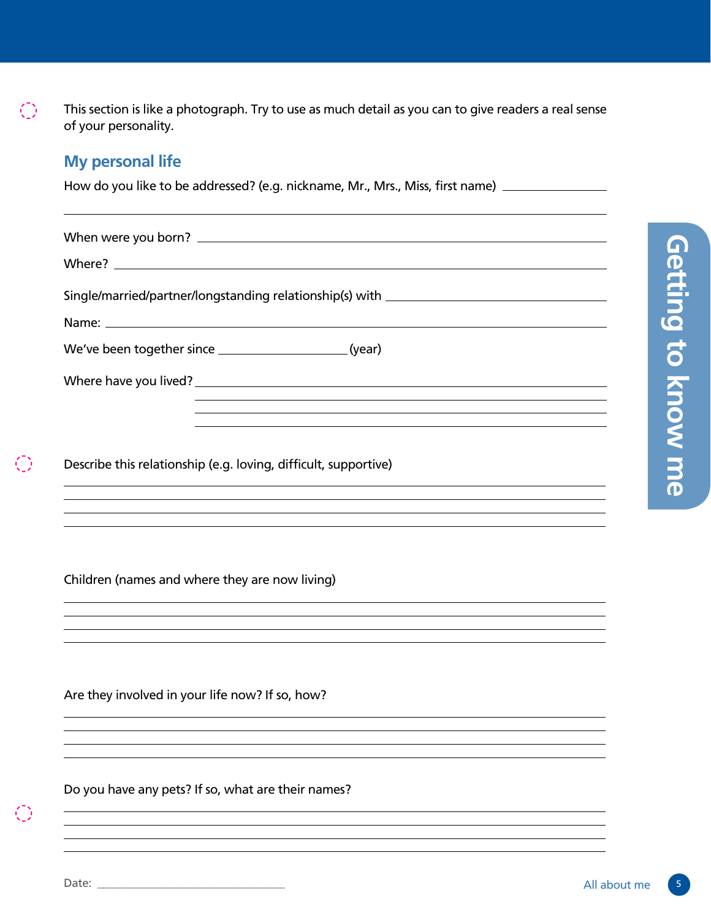This section is like a photograph. Try to use as much detail as you can to give readers a real sense of your personality.

## My personal life

How do you like to be addressed? (e.g. nickname, Mr., Mrs., Miss, first name) ____________________

____________________________________________________________

When were you born? ____________________________________________________________

Where? ____________________________________________________________

Single/married/partner/longstanding relationship(s) with ____________________________________________________________

Name: ____________________________________________________________

We've been together since ____________________ (year)

Where have you lived? ____________________________________________________________

____________________________________________________________

____________________________________________________________

____________________________________________________________

Describe this relationship (e.g. loving, difficult, supportive)

____________________________________________________________

____________________________________________________________

____________________________________________________________

____________________________________________________________

Children (names and where they are now living)

____________________________________________________________

____________________________________________________________

____________________________________________________________

____________________________________________________________

Are they involved in your life now? If so, how?

____________________________________________________________

____________________________________________________________

____________________________________________________________

____________________________________________________________

Do you have any pets? If so, what are their names?

____________________________________________________________

____________________________________________________________

____________________________________________________________

____________________________________________________________

Date: ____________________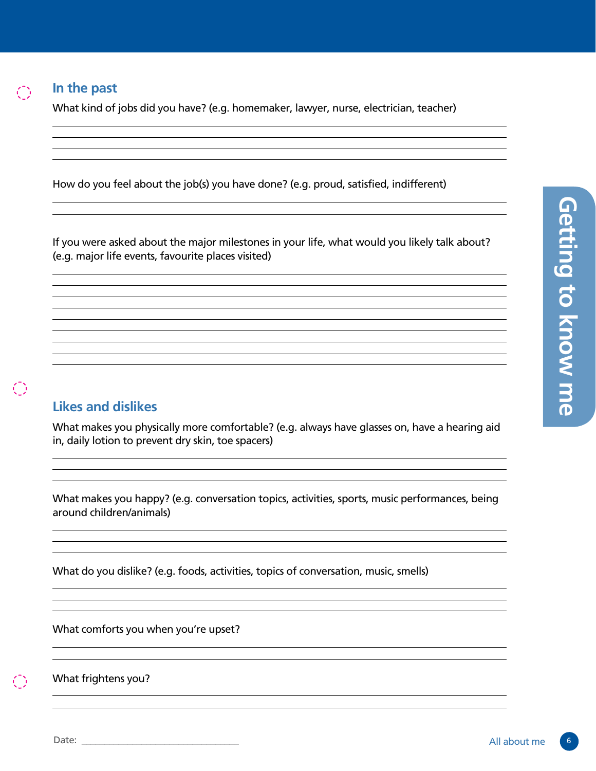## In the past

What kind of jobs did you have? (e.g. homemaker, lawyer, nurse, electrician, teacher)

How do you feel about the job(s) you have done? (e.g. proud, satisfied, indifferent)

If you were asked about the major milestones in your life, what would you likely talk about? (e.g. major life events, favourite places visited)

## Likes and dislikes

What makes you physically more comfortable? (e.g. always have glasses on, have a hearing aid in, daily lotion to prevent dry skin, toe spacers)

What makes you happy? (e.g. conversation topics, activities, sports, music performances, being around children/animals)

What do you dislike? (e.g. foods, activities, topics of conversation, music, smells)

What comforts you when you're upset?

What frightens you?

Date: ______________________________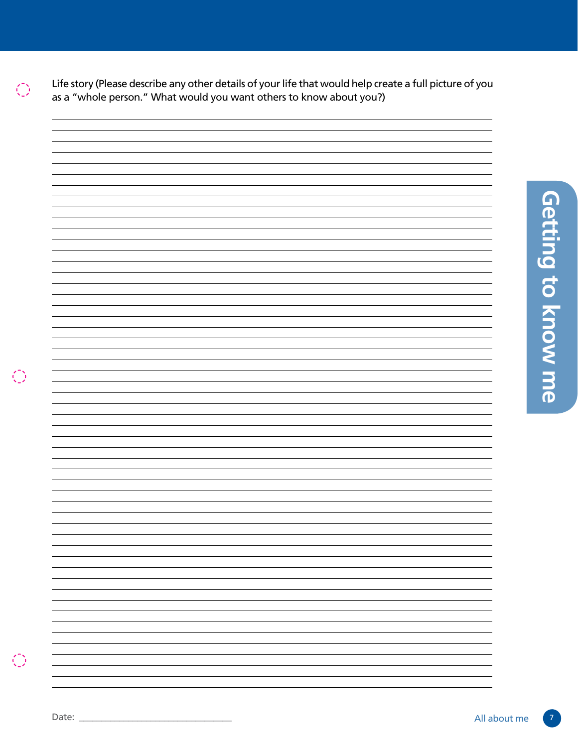Life story (Please describe any other details of your life that would help create a full picture of you as a "whole person." What would you want others to know about you?)

Date: ______________________________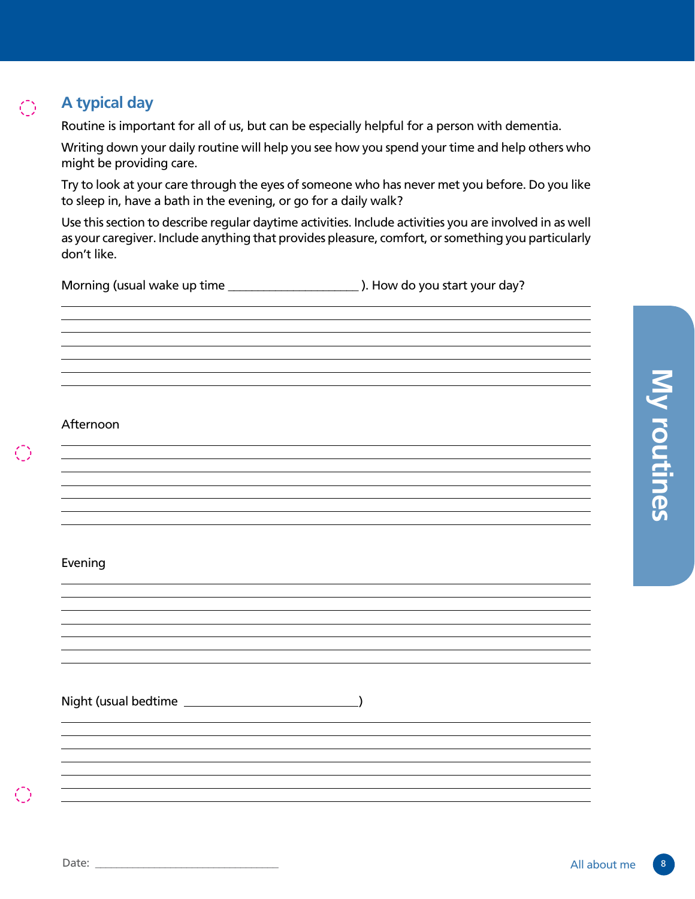## A typical day

Routine is important for all of us, but can be especially helpful for a person with dementia.

Writing down your daily routine will help you see how you spend your time and help others who might be providing care.

Try to look at your care through the eyes of someone who has never met you before. Do you like to sleep in, have a bath in the evening, or go for a daily walk?

Use this section to describe regular daytime activities. Include activities you are involved in as well as your caregiver. Include anything that provides pleasure, comfort, or something you particularly don't like.

Morning (usual wake up time ____________________ ). How do you start your day?

________________________________________________________________________________
________________________________________________________________________________
________________________________________________________________________________
________________________________________________________________________________
________________________________________________________________________________
________________________________________________________________________________
________________________________________________________________________________

Afternoon

________________________________________________________________________________
________________________________________________________________________________
________________________________________________________________________________
________________________________________________________________________________
________________________________________________________________________________
________________________________________________________________________________
________________________________________________________________________________

Evening

________________________________________________________________________________
________________________________________________________________________________
________________________________________________________________________________
________________________________________________________________________________
________________________________________________________________________________
________________________________________________________________________________
________________________________________________________________________________

Night (usual bedtime ___________________________)

________________________________________________________________________________
________________________________________________________________________________
________________________________________________________________________________
________________________________________________________________________________
________________________________________________________________________________
________________________________________________________________________________
________________________________________________________________________________

Date: ______________________________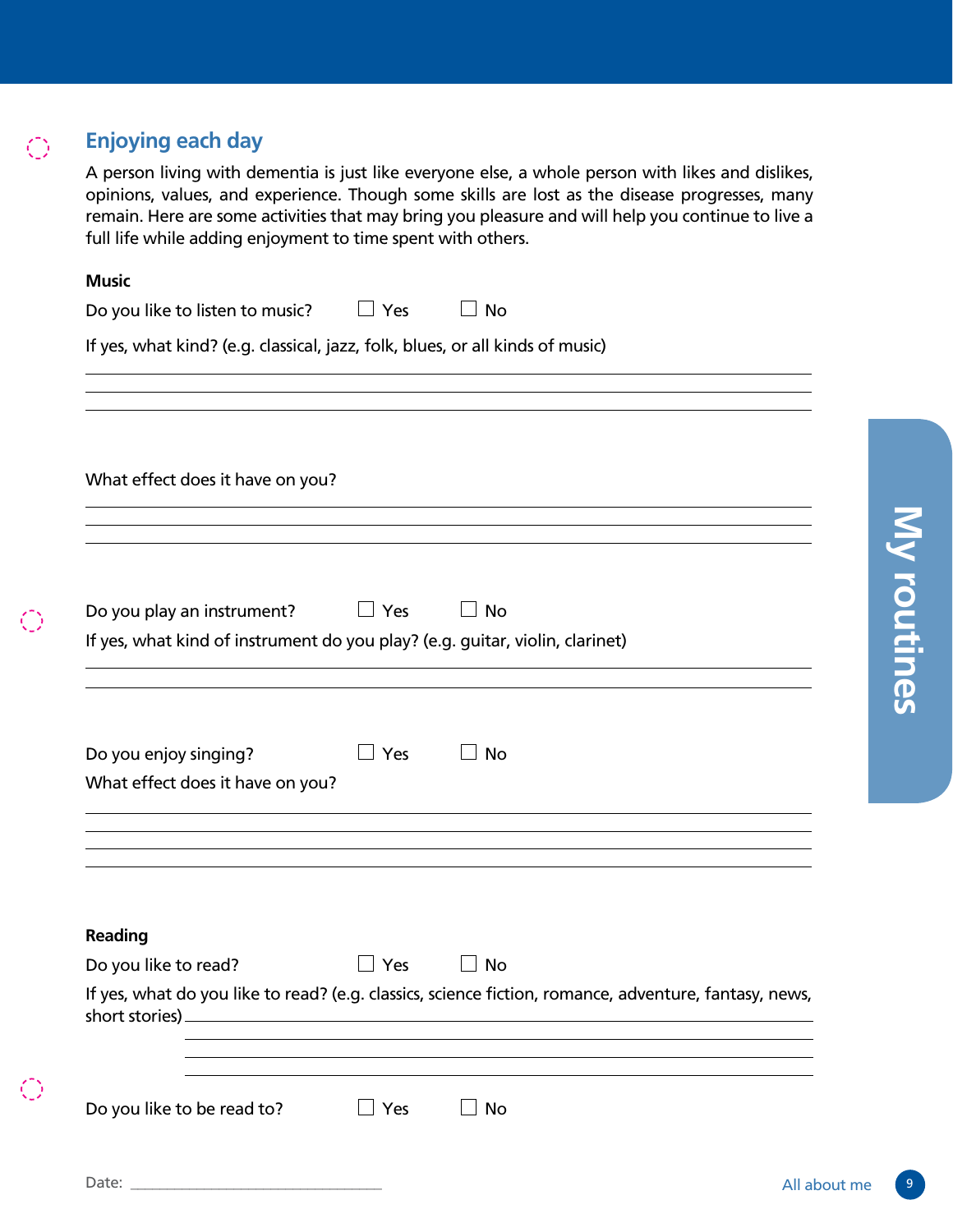## Enjoying each day

A person living with dementia is just like everyone else, a whole person with likes and dislikes, opinions, values, and experience. Though some skills are lost as the disease progresses, many remain. Here are some activities that may bring you pleasure and will help you continue to live a full life while adding enjoyment to time spent with others.

**Music**

Do you like to listen to music? ☐ Yes ☐ No

If yes, what kind? (e.g. classical, jazz, folk, blues, or all kinds of music)

\_\_\_\_\_\_\_\_\_\_\_\_\_\_\_\_\_\_\_\_\_\_\_\_\_\_\_\_\_\_\_\_\_\_\_\_\_\_\_\_\_\_\_\_\_\_\_\_\_\_\_\_\_\_\_\_\_\_\_\_

\_\_\_\_\_\_\_\_\_\_\_\_\_\_\_\_\_\_\_\_\_\_\_\_\_\_\_\_\_\_\_\_\_\_\_\_\_\_\_\_\_\_\_\_\_\_\_\_\_\_\_\_\_\_\_\_\_\_\_\_

\_\_\_\_\_\_\_\_\_\_\_\_\_\_\_\_\_\_\_\_\_\_\_\_\_\_\_\_\_\_\_\_\_\_\_\_\_\_\_\_\_\_\_\_\_\_\_\_\_\_\_\_\_\_\_\_\_\_\_\_

What effect does it have on you?

\_\_\_\_\_\_\_\_\_\_\_\_\_\_\_\_\_\_\_\_\_\_\_\_\_\_\_\_\_\_\_\_\_\_\_\_\_\_\_\_\_\_\_\_\_\_\_\_\_\_\_\_\_\_\_\_\_\_\_\_

\_\_\_\_\_\_\_\_\_\_\_\_\_\_\_\_\_\_\_\_\_\_\_\_\_\_\_\_\_\_\_\_\_\_\_\_\_\_\_\_\_\_\_\_\_\_\_\_\_\_\_\_\_\_\_\_\_\_\_\_

\_\_\_\_\_\_\_\_\_\_\_\_\_\_\_\_\_\_\_\_\_\_\_\_\_\_\_\_\_\_\_\_\_\_\_\_\_\_\_\_\_\_\_\_\_\_\_\_\_\_\_\_\_\_\_\_\_\_\_\_

Do you play an instrument? ☐ Yes ☐ No

If yes, what kind of instrument do you play? (e.g. guitar, violin, clarinet)

\_\_\_\_\_\_\_\_\_\_\_\_\_\_\_\_\_\_\_\_\_\_\_\_\_\_\_\_\_\_\_\_\_\_\_\_\_\_\_\_\_\_\_\_\_\_\_\_\_\_\_\_\_\_\_\_\_\_\_\_

\_\_\_\_\_\_\_\_\_\_\_\_\_\_\_\_\_\_\_\_\_\_\_\_\_\_\_\_\_\_\_\_\_\_\_\_\_\_\_\_\_\_\_\_\_\_\_\_\_\_\_\_\_\_\_\_\_\_\_\_

Do you enjoy singing? ☐ Yes ☐ No

What effect does it have on you?

\_\_\_\_\_\_\_\_\_\_\_\_\_\_\_\_\_\_\_\_\_\_\_\_\_\_\_\_\_\_\_\_\_\_\_\_\_\_\_\_\_\_\_\_\_\_\_\_\_\_\_\_\_\_\_\_\_\_\_\_

\_\_\_\_\_\_\_\_\_\_\_\_\_\_\_\_\_\_\_\_\_\_\_\_\_\_\_\_\_\_\_\_\_\_\_\_\_\_\_\_\_\_\_\_\_\_\_\_\_\_\_\_\_\_\_\_\_\_\_\_

\_\_\_\_\_\_\_\_\_\_\_\_\_\_\_\_\_\_\_\_\_\_\_\_\_\_\_\_\_\_\_\_\_\_\_\_\_\_\_\_\_\_\_\_\_\_\_\_\_\_\_\_\_\_\_\_\_\_\_\_

\_\_\_\_\_\_\_\_\_\_\_\_\_\_\_\_\_\_\_\_\_\_\_\_\_\_\_\_\_\_\_\_\_\_\_\_\_\_\_\_\_\_\_\_\_\_\_\_\_\_\_\_\_\_\_\_\_\_\_\_

**Reading**

Do you like to read? ☐ Yes ☐ No

If yes, what do you like to read? (e.g. classics, science fiction, romance, adventure, fantasy, news, short stories) \_\_\_\_\_\_\_\_\_\_\_\_\_\_\_\_\_\_\_\_\_\_\_\_\_\_\_\_\_\_\_\_\_\_\_\_\_\_\_\_\_\_\_\_\_\_\_\_

\_\_\_\_\_\_\_\_\_\_\_\_\_\_\_\_\_\_\_\_\_\_\_\_\_\_\_\_\_\_\_\_\_\_\_\_\_\_\_\_\_\_\_\_\_\_\_\_\_\_\_\_\_\_\_\_\_\_\_\_

\_\_\_\_\_\_\_\_\_\_\_\_\_\_\_\_\_\_\_\_\_\_\_\_\_\_\_\_\_\_\_\_\_\_\_\_\_\_\_\_\_\_\_\_\_\_\_\_\_\_\_\_\_\_\_\_\_\_\_\_

\_\_\_\_\_\_\_\_\_\_\_\_\_\_\_\_\_\_\_\_\_\_\_\_\_\_\_\_\_\_\_\_\_\_\_\_\_\_\_\_\_\_\_\_\_\_\_\_\_\_\_\_\_\_\_\_\_\_\_\_

Do you like to be read to? ☐ Yes ☐ No

Date: \_\_\_\_\_\_\_\_\_\_\_\_\_\_\_\_\_\_\_\_\_\_\_\_\_\_\_\_\_\_

My routines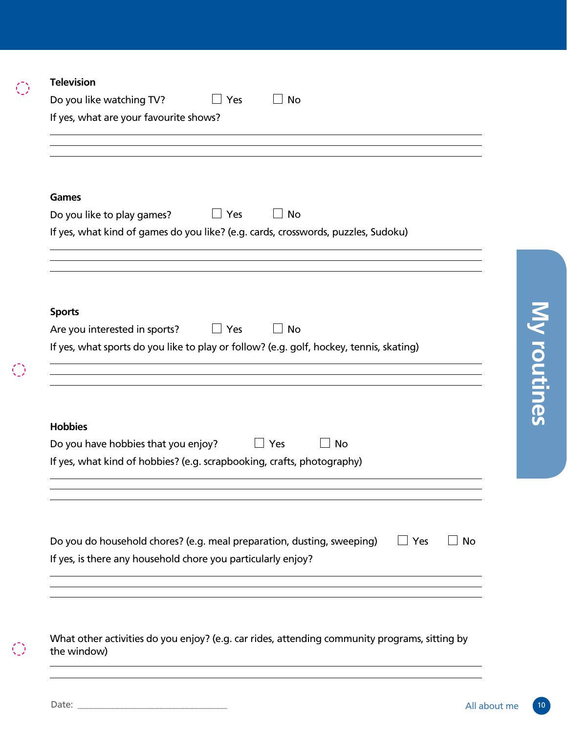**Television**

Do you like watching TV? ☐ Yes ☐ No

If yes, what are your favourite shows?

______________________________________________

______________________________________________

______________________________________________

**Games**

Do you like to play games? ☐ Yes ☐ No

If yes, what kind of games do you like? (e.g. cards, crosswords, puzzles, Sudoku)

______________________________________________

______________________________________________

______________________________________________

**Sports**

Are you interested in sports? ☐ Yes ☐ No

If yes, what sports do you like to play or follow? (e.g. golf, hockey, tennis, skating)

______________________________________________

______________________________________________

______________________________________________

**Hobbies**

Do you have hobbies that you enjoy? ☐ Yes ☐ No

If yes, what kind of hobbies? (e.g. scrapbooking, crafts, photography)

______________________________________________

______________________________________________

______________________________________________

Do you do household chores? (e.g. meal preparation, dusting, sweeping) ☐ Yes ☐ No

If yes, is there any household chore you particularly enjoy?

______________________________________________

______________________________________________

______________________________________________

What other activities do you enjoy? (e.g. car rides, attending community programs, sitting by the window)

______________________________________________

______________________________________________

Date: ______________________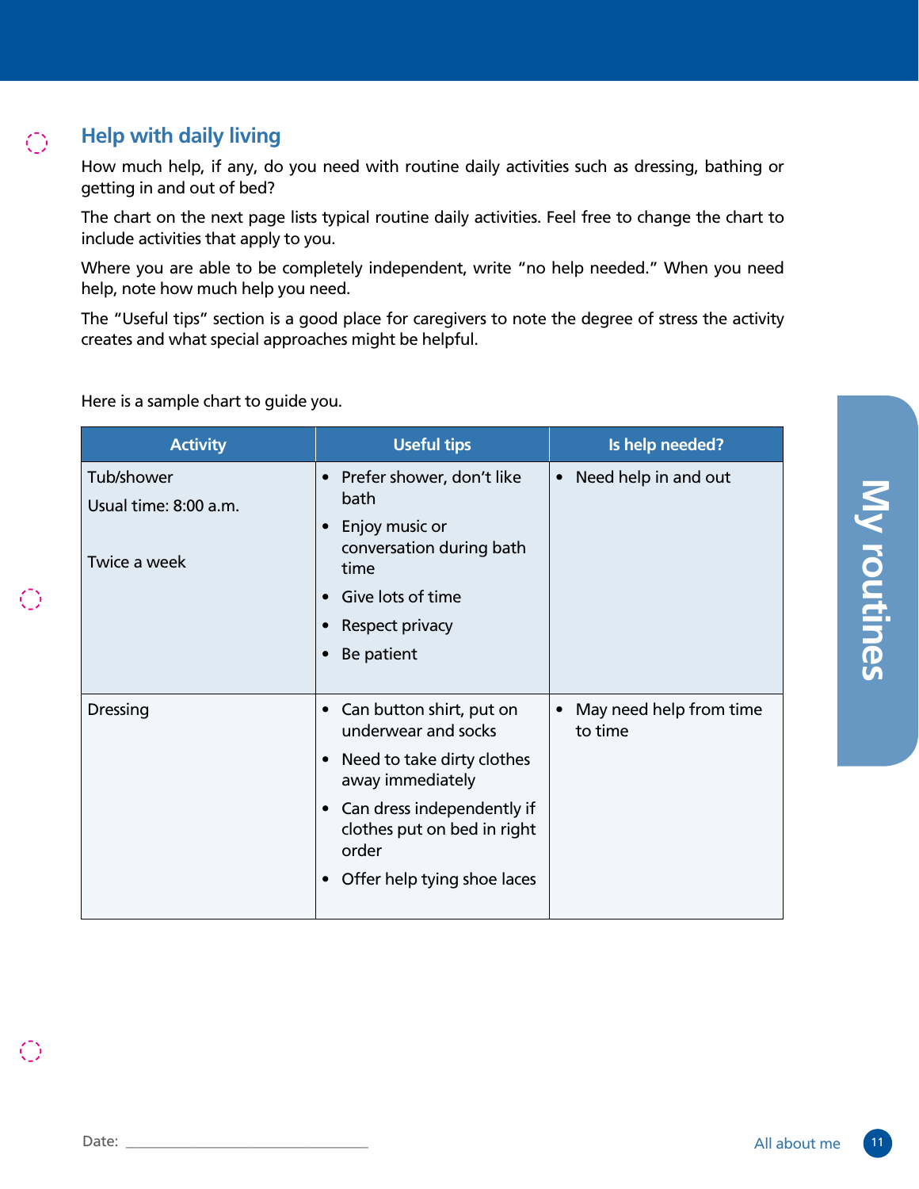## Help with daily living

How much help, if any, do you need with routine daily activities such as dressing, bathing or getting in and out of bed?

The chart on the next page lists typical routine daily activities. Feel free to change the chart to include activities that apply to you.

Where you are able to be completely independent, write "no help needed." When you need help, note how much help you need.

The "Useful tips" section is a good place for caregivers to note the degree of stress the activity creates and what special approaches might be helpful.

Here is a sample chart to guide you.

| Activity | Useful tips | Is help needed? |
|---|---|---|
| Tub/shower<br>Usual time: 8:00 a.m.<br>Twice a week | • Prefer shower, don't like bath<br>• Enjoy music or conversation during bath time<br>• Give lots of time<br>• Respect privacy<br>• Be patient | • Need help in and out |
| Dressing | • Can button shirt, put on underwear and socks<br>• Need to take dirty clothes away immediately<br>• Can dress independently if clothes put on bed in right order<br>• Offer help tying shoe laces | • May need help from time to time |

Date: ___________________________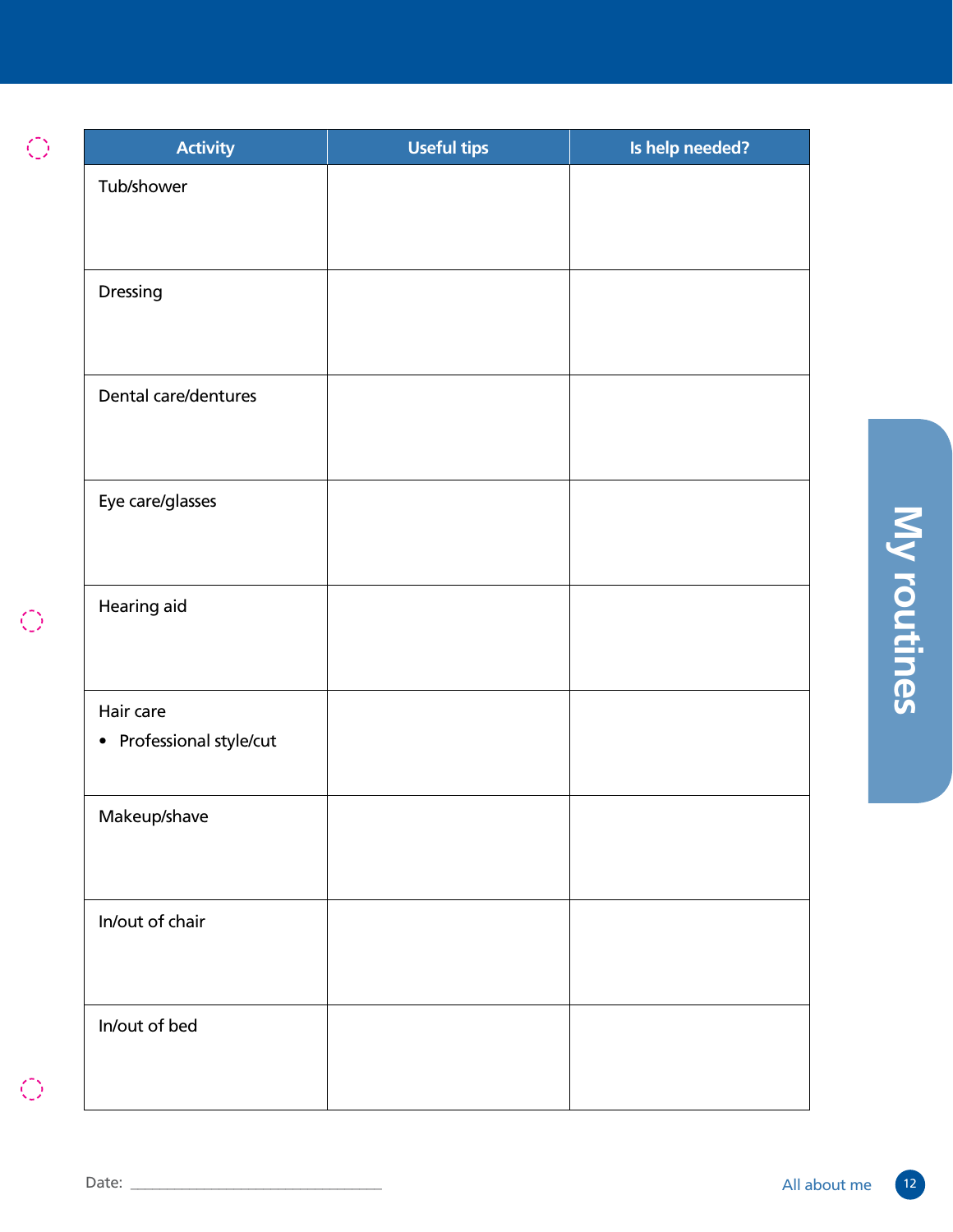## My routines

| Activity | Useful tips | Is help needed? |
|---|---|---|
| Tub/shower | | |
| Dressing | | |
| Dental care/dentures | | |
| Eye care/glasses | | |
| Hearing aid | | |
| Hair care<br>• Professional style/cut | | |
| Makeup/shave | | |
| In/out of chair | | |
| In/out of bed | | |

Date: ______________________________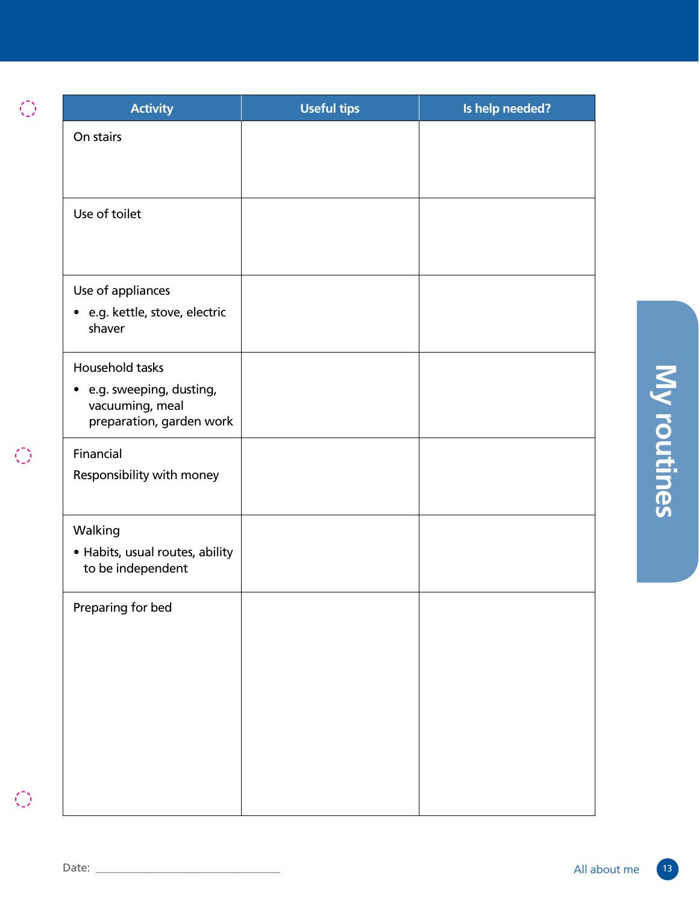| Activity | Useful tips | Is help needed? |
|---|---|---|
| On stairs | | |
| Use of toilet | | |
| Use of appliances<br>• e.g. kettle, stove, electric shaver | | |
| Household tasks<br>• e.g. sweeping, dusting, vacuuming, meal preparation, garden work | | |
| Financial<br>Responsibility with money | | |
| Walking<br>• Habits, usual routes, ability to be independent | | |
| Preparing for bed | | |

Date: ______________________________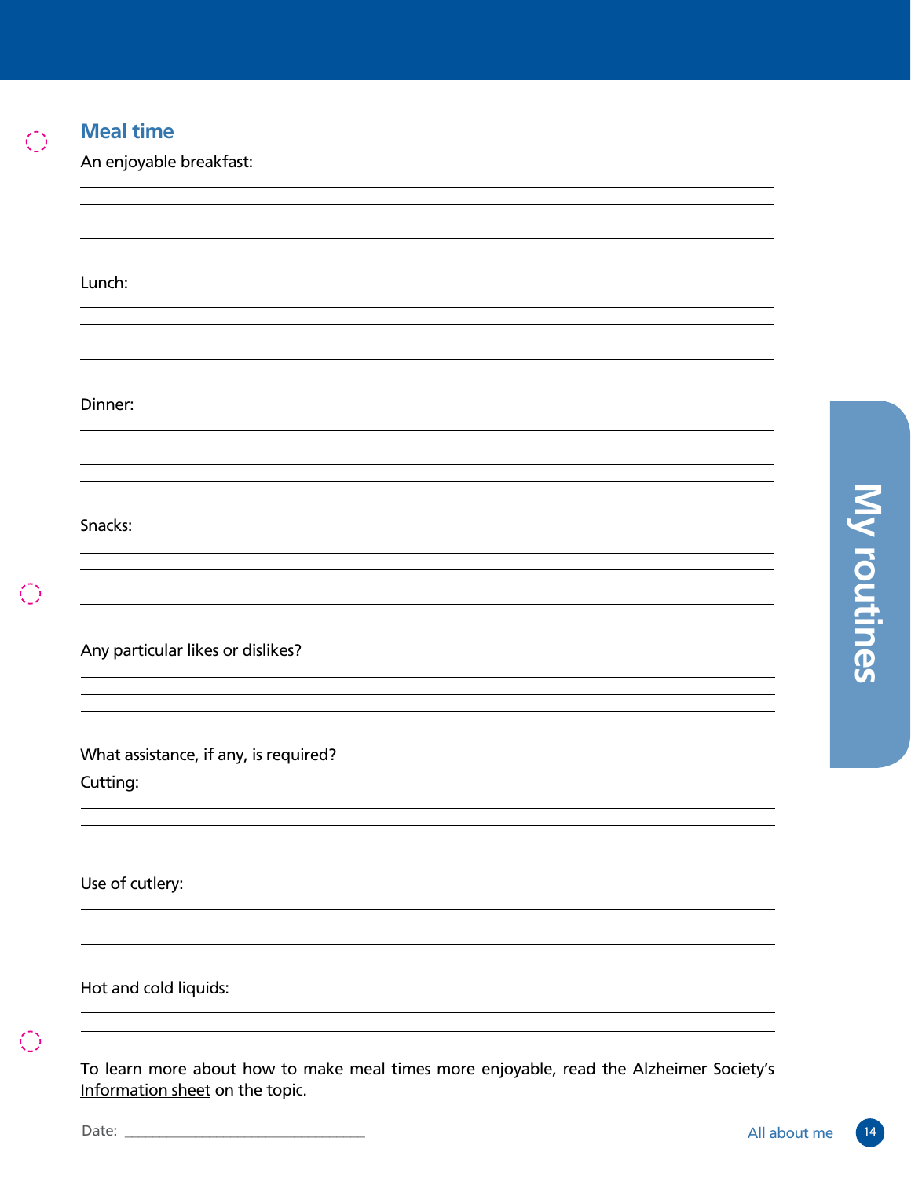## Meal time

An enjoyable breakfast:

Lunch:

Dinner:

Snacks:

Any particular likes or dislikes?

What assistance, if any, is required?

Cutting:

Use of cutlery:

Hot and cold liquids:

To learn more about how to make meal times more enjoyable, read the Alzheimer Society's Information sheet on the topic.

Date: ______________________________

My routines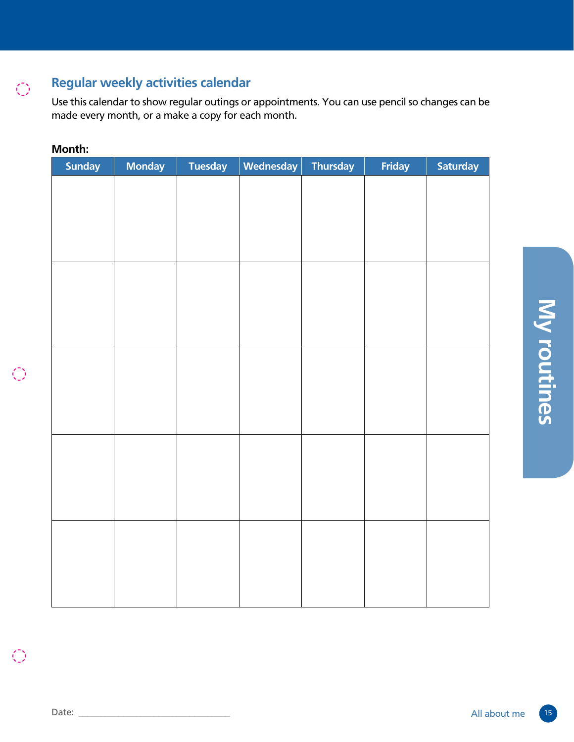## Regular weekly activities calendar

Use this calendar to show regular outings or appointments. You can use pencil so changes can be made every month, or a make a copy for each month.

**Month:**

| Sunday | Monday | Tuesday | Wednesday | Thursday | Friday | Saturday |
|---|---|---|---|---|---|---|
| | | | | | | |
| | | | | | | |
| | | | | | | |
| | | | | | | |
| | | | | | | |

My routines

Date: ______________________________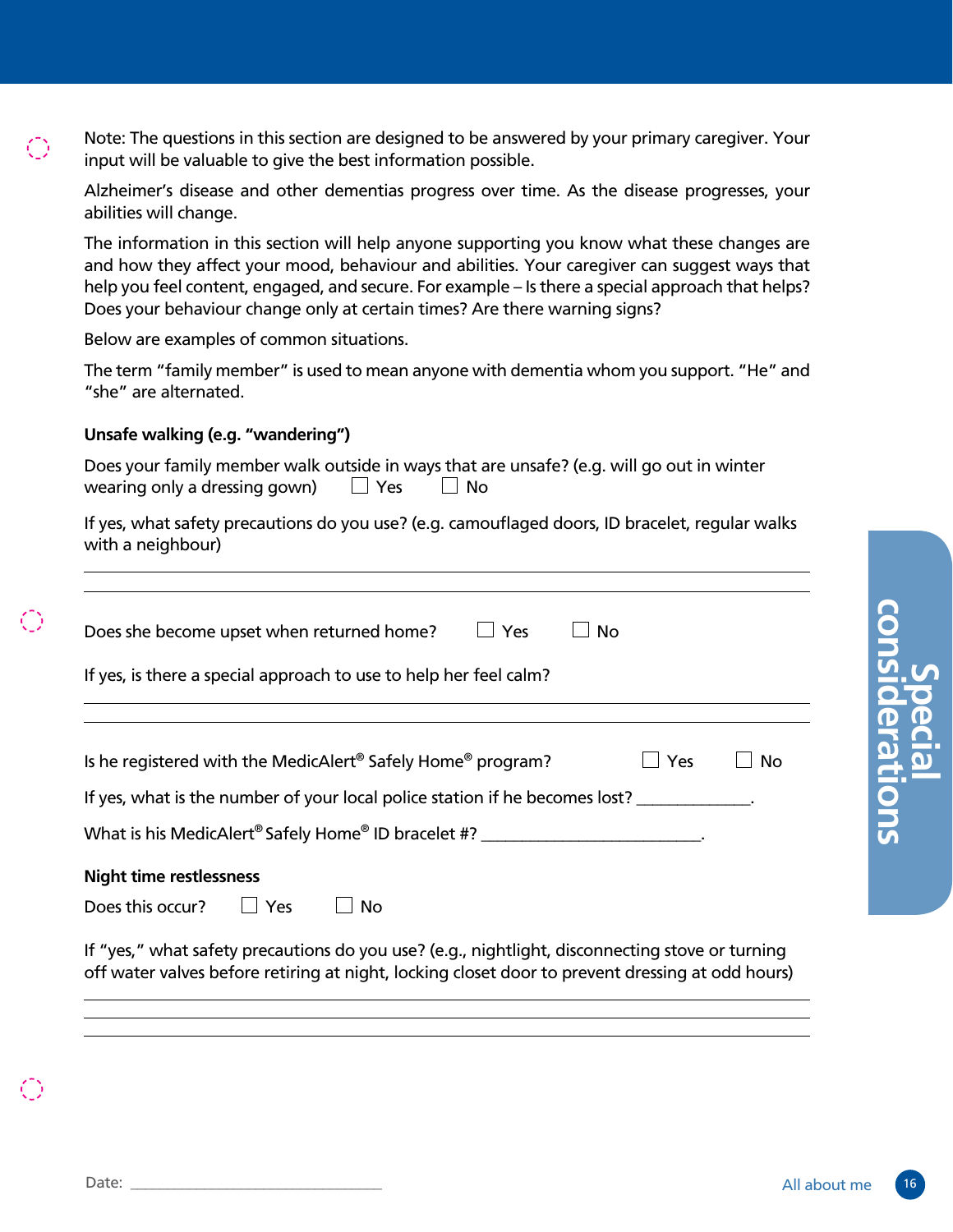Note: The questions in this section are designed to be answered by your primary caregiver. Your input will be valuable to give the best information possible.

Alzheimer's disease and other dementias progress over time. As the disease progresses, your abilities will change.

The information in this section will help anyone supporting you know what these changes are and how they affect your mood, behaviour and abilities. Your caregiver can suggest ways that help you feel content, engaged, and secure. For example – Is there a special approach that helps? Does your behaviour change only at certain times? Are there warning signs?

Below are examples of common situations.

The term "family member" is used to mean anyone with dementia whom you support. "He" and "she" are alternated.

**Unsafe walking (e.g. "wandering")**

Does your family member walk outside in ways that are unsafe? (e.g. will go out in winter wearing only a dressing gown) ☐ Yes ☐ No

If yes, what safety precautions do you use? (e.g. camouflaged doors, ID bracelet, regular walks with a neighbour)

______________________________________________

______________________________________________

Does she become upset when returned home? ☐ Yes ☐ No

If yes, is there a special approach to use to help her feel calm?

______________________________________________

______________________________________________

Is he registered with the MedicAlert® Safely Home® program? ☐ Yes ☐ No

If yes, what is the number of your local police station if he becomes lost? _____________.

What is his MedicAlert® Safely Home® ID bracelet #? __________________________.

**Night time restlessness**

Does this occur? ☐ Yes ☐ No

If "yes," what safety precautions do you use? (e.g., nightlight, disconnecting stove or turning off water valves before retiring at night, locking closet door to prevent dressing at odd hours)

______________________________________________

______________________________________________

______________________________________________

Date: ______________________________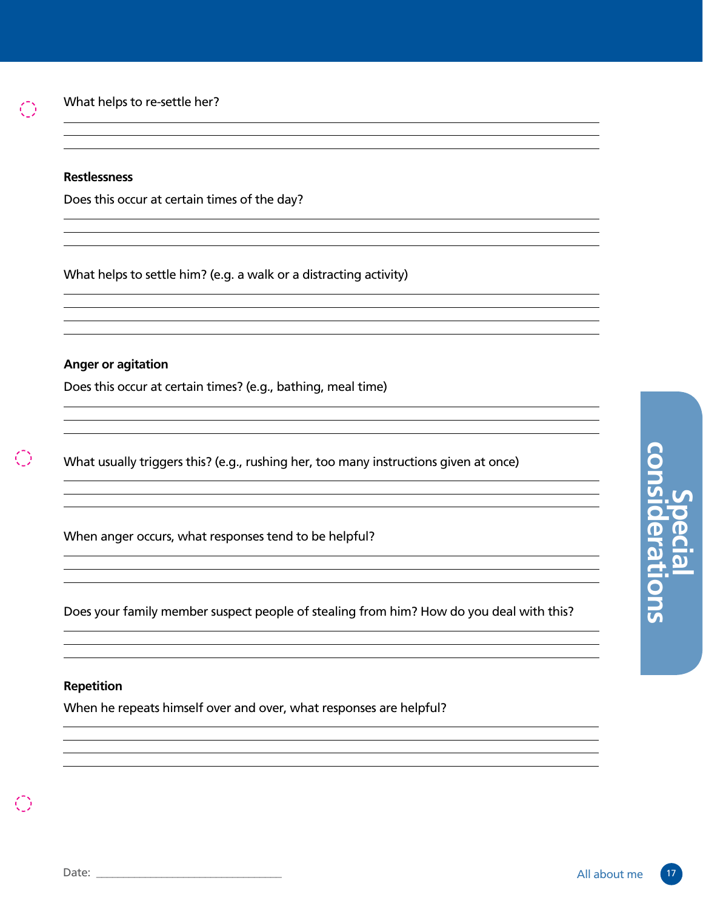What helps to re-settle her?

### Restlessness

Does this occur at certain times of the day?

What helps to settle him? (e.g. a walk or a distracting activity)

### Anger or agitation

Does this occur at certain times? (e.g., bathing, meal time)

What usually triggers this? (e.g., rushing her, too many instructions given at once)

When anger occurs, what responses tend to be helpful?

Does your family member suspect people of stealing from him? How do you deal with this?

### Repetition

When he repeats himself over and over, what responses are helpful?

Date: ______________________________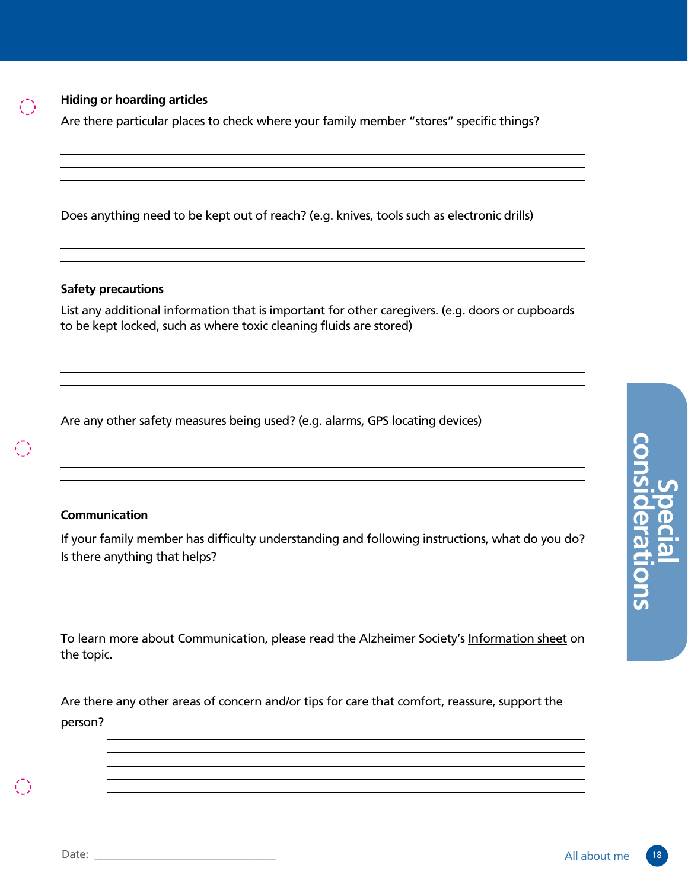### Hiding or hoarding articles

Are there particular places to check where your family member "stores" specific things?

Does anything need to be kept out of reach? (e.g. knives, tools such as electronic drills)

### Safety precautions

List any additional information that is important for other caregivers. (e.g. doors or cupboards to be kept locked, such as where toxic cleaning fluids are stored)

Are any other safety measures being used? (e.g. alarms, GPS locating devices)

### Communication

If your family member has difficulty understanding and following instructions, what do you do? Is there anything that helps?

To learn more about Communication, please read the Alzheimer Society's Information sheet on the topic.

Are there any other areas of concern and/or tips for care that comfort, reassure, support the person?

Date: ______________________________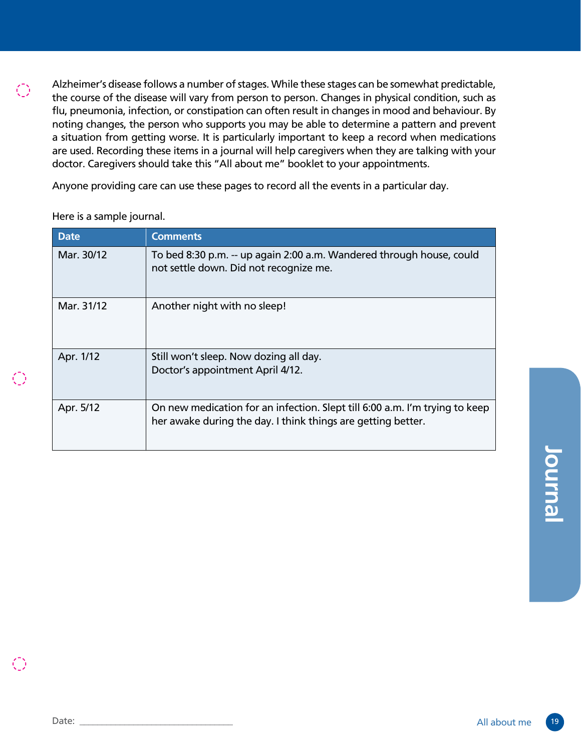Alzheimer's disease follows a number of stages. While these stages can be somewhat predictable, the course of the disease will vary from person to person. Changes in physical condition, such as flu, pneumonia, infection, or constipation can often result in changes in mood and behaviour. By noting changes, the person who supports you may be able to determine a pattern and prevent a situation from getting worse. It is particularly important to keep a record when medications are used. Recording these items in a journal will help caregivers when they are talking with your doctor. Caregivers should take this "All about me" booklet to your appointments.

Anyone providing care can use these pages to record all the events in a particular day.

Here is a sample journal.

| Date | Comments |
|---|---|
| Mar. 30/12 | To bed 8:30 p.m. -- up again 2:00 a.m. Wandered through house, could not settle down. Did not recognize me. |
| Mar. 31/12 | Another night with no sleep! |
| Apr. 1/12 | Still won't sleep. Now dozing all day.<br>Doctor's appointment April 4/12. |
| Apr. 5/12 | On new medication for an infection. Slept till 6:00 a.m. I'm trying to keep her awake during the day. I think things are getting better. |

Date: ______________________________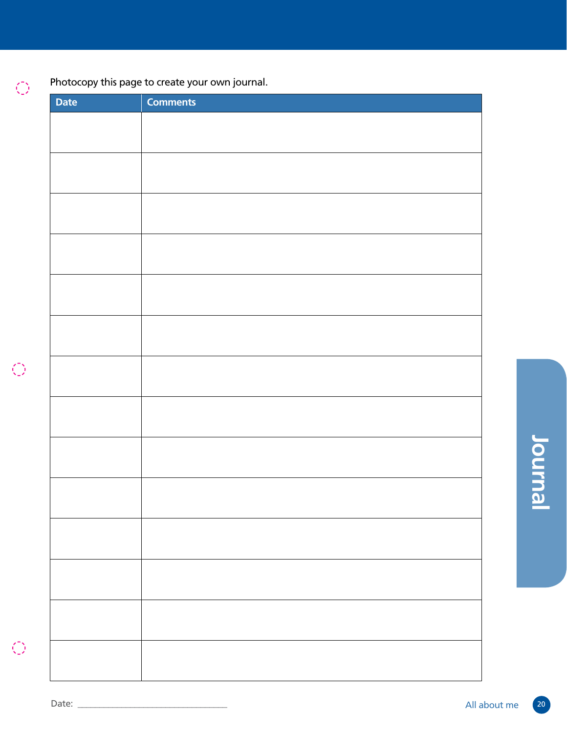Photocopy this page to create your own journal.

| Date | Comments |
| --- | --- |
| | |
| | |
| | |
| | |
| | |
| | |
| | |
| | |
| | |
| | |
| | |
| | |
| | |
| | |

Date: ______________________________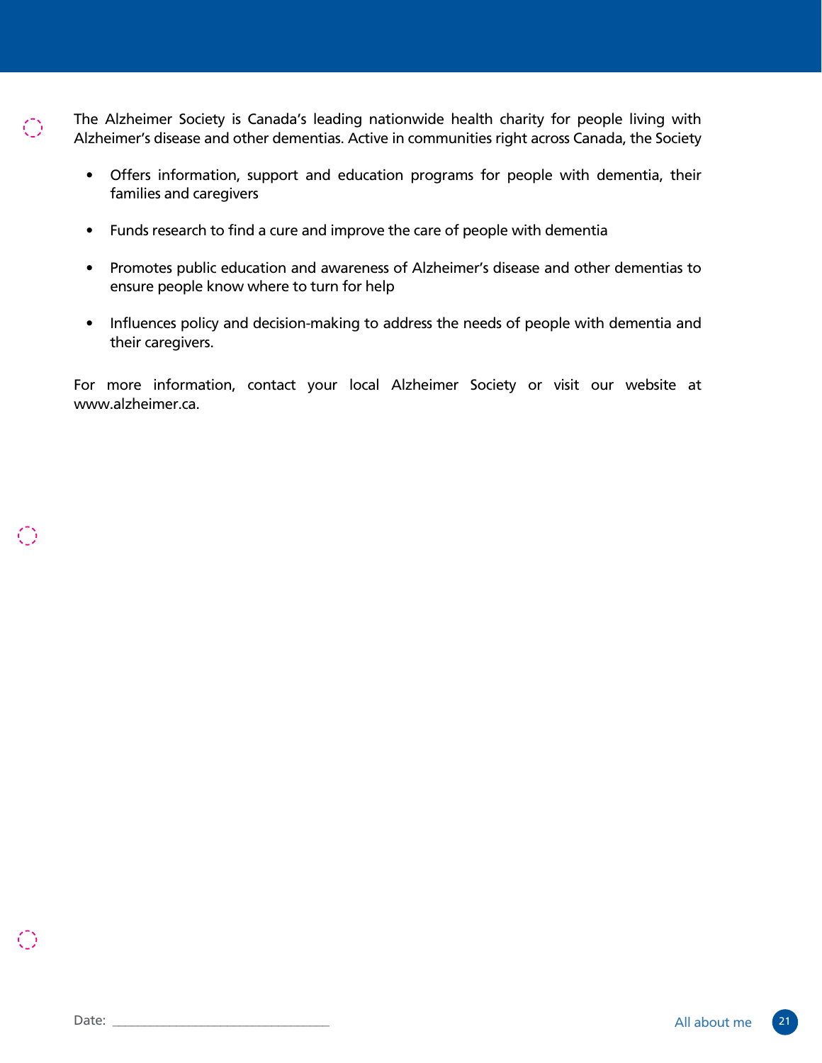The Alzheimer Society is Canada's leading nationwide health charity for people living with Alzheimer's disease and other dementias. Active in communities right across Canada, the Society

- Offers information, support and education programs for people with dementia, their families and caregivers
- Funds research to find a cure and improve the care of people with dementia
- Promotes public education and awareness of Alzheimer's disease and other dementias to ensure people know where to turn for help
- Influences policy and decision-making to address the needs of people with dementia and their caregivers.

For more information, contact your local Alzheimer Society or visit our website at www.alzheimer.ca.

Date: ______________________________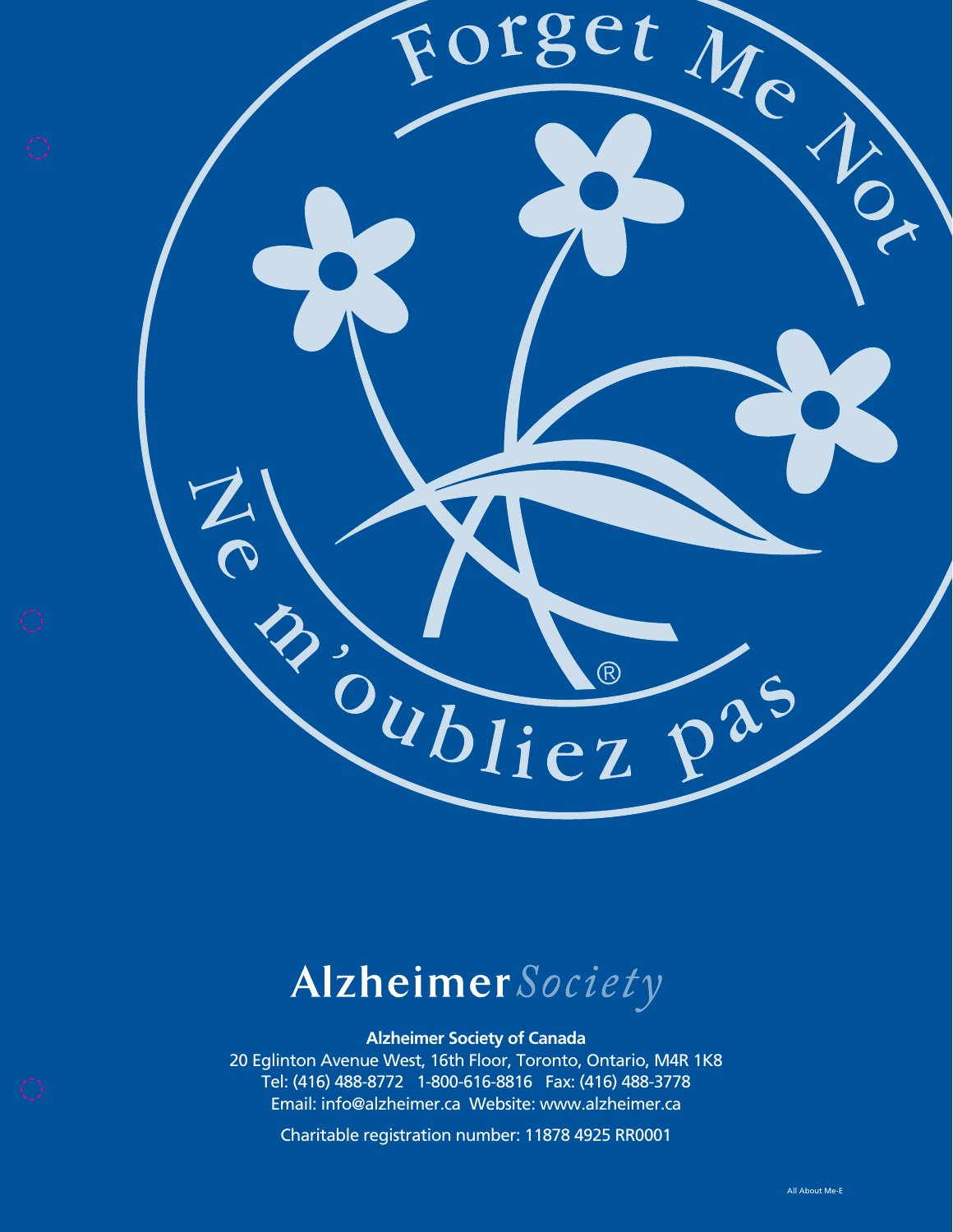Forget Me Not

Ne m'oubliez pas

®

Alzheimer*Society*

**Alzheimer Society of Canada**
20 Eglinton Avenue West, 16th Floor, Toronto, Ontario, M4R 1K8
Tel: (416) 488-8772 1-800-616-8816 Fax: (416) 488-3778
Email: info@alzheimer.ca Website: www.alzheimer.ca

Charitable registration number: 11878 4925 RR0001

All About Me-E